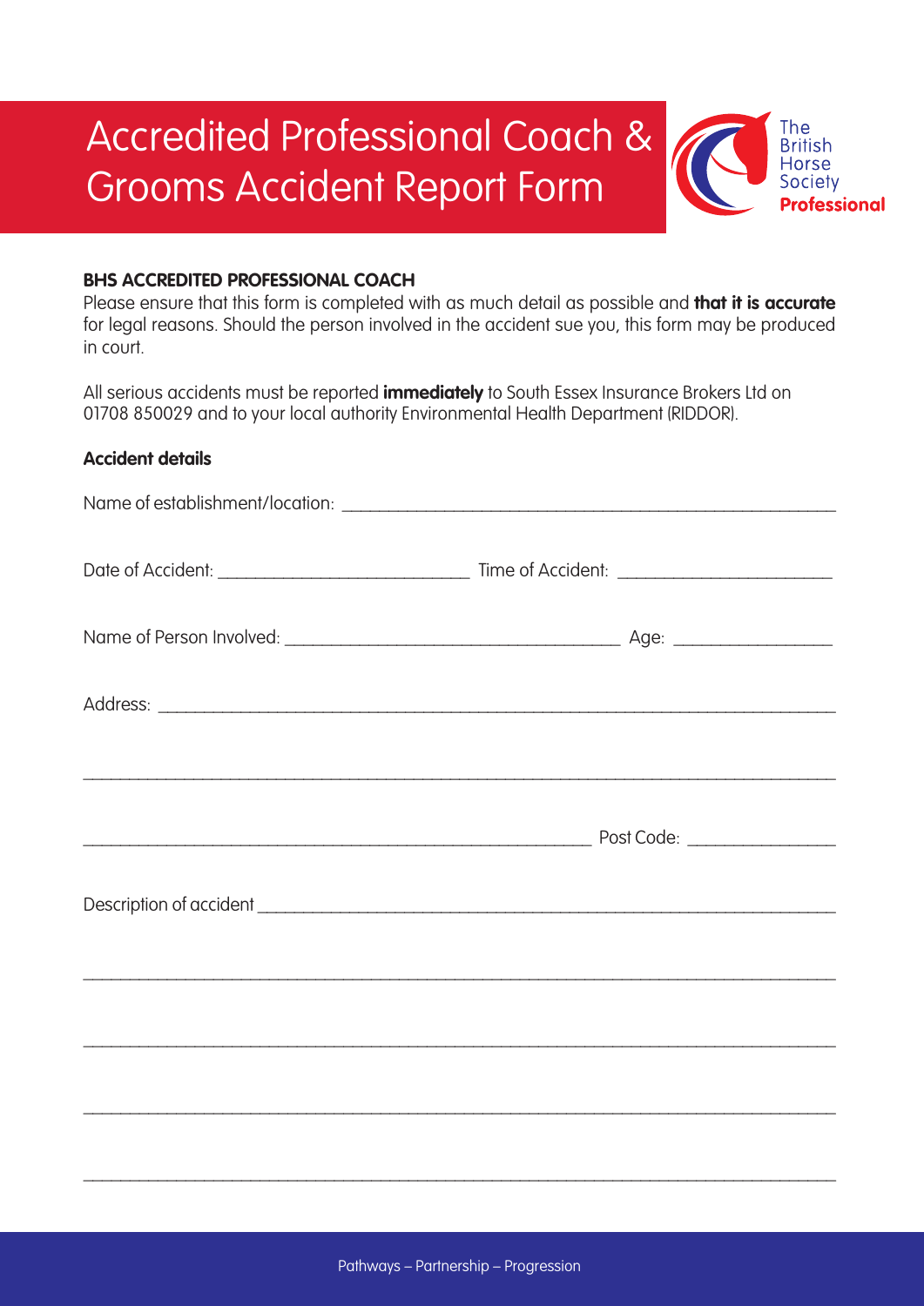# Accredited Professional Coach & Grooms Accident Report Form

The British Horse Society **Professional**

**BHS ACCREDITED PROFESSIONAL COACH**

Please ensure that this form is completed with as much detail as possible and **that it is accurate** for legal reasons. Should the person involved in the accident sue you, this form may be produced in court.

All serious accidents must be reported **immediately** to South Essex Insurance Brokers Ltd on 01708 850029 and to your local authority Environmental Health Department (RIDDOR).

**Accident details**

Name of establishment/location: ___________________________________________________

Date of Accident: ___________________________ Time of Accident: _______________________

Name of Person Involved: ____________________________________ Age: _________________

Address: _________________________________________________________________________

__________________________________________________________________________________

_______________________________________________________ Post Code: ________________

Description of accident __________________________________________________________

__________________________________________________________________________________

__________________________________________________________________________________

__________________________________________________________________________________

__________________________________________________________________________________

Pathways – Partnership – Progression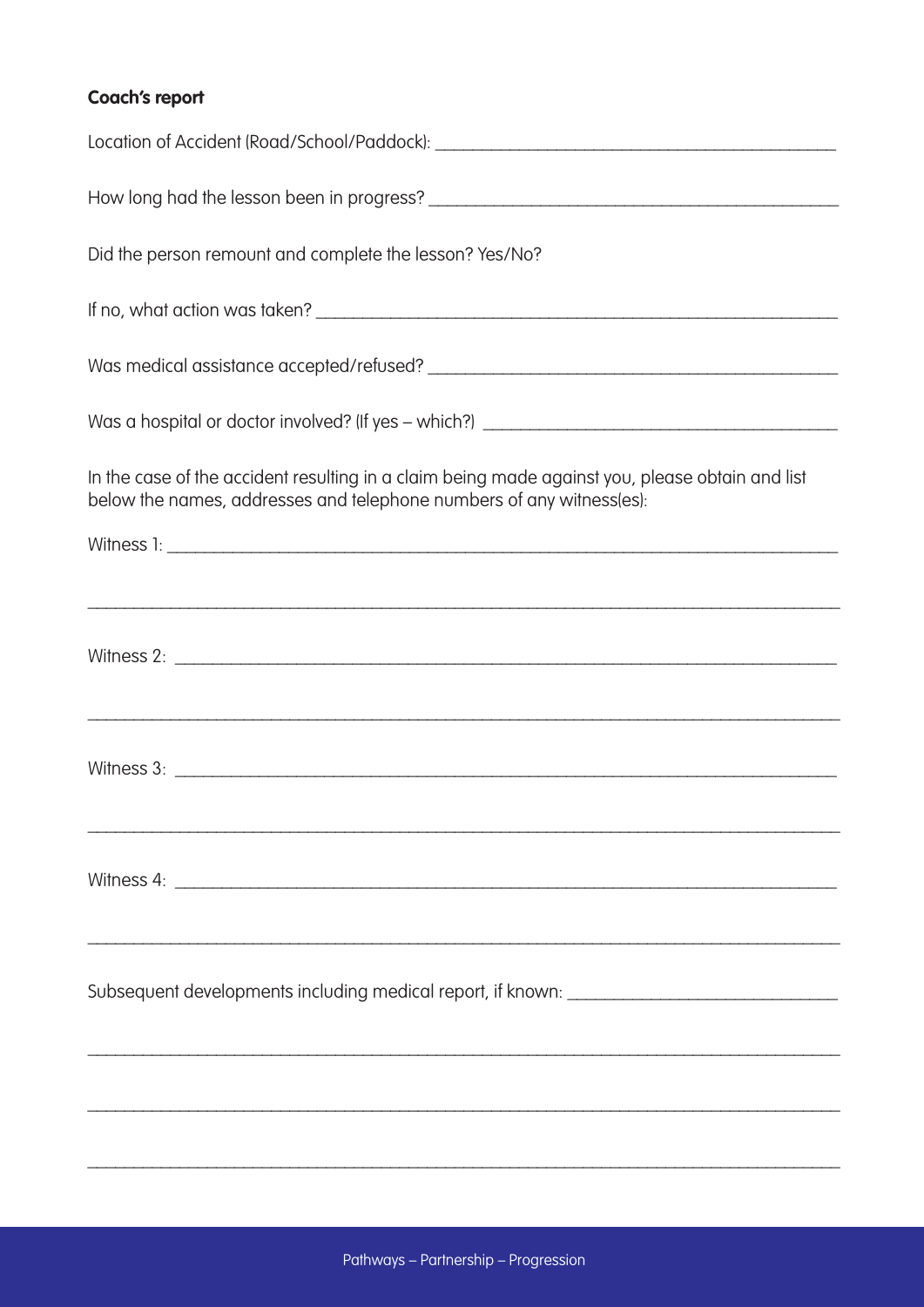**Coach's report**

Location of Accident (Road/School/Paddock): ______________________________________________

How long had the lesson been in progress? ______________________________________________

Did the person remount and complete the lesson? Yes/No?

If no, what action was taken? ______________________________________________

Was medical assistance accepted/refused? ______________________________________________

Was a hospital or doctor involved? (If yes – which?) ______________________________________________

In the case of the accident resulting in a claim being made against you, please obtain and list below the names, addresses and telephone numbers of any witness(es):

Witness 1: ______________________________________________

______________________________________________

Witness 2: ______________________________________________

______________________________________________

Witness 3: ______________________________________________

______________________________________________

Witness 4: ______________________________________________

______________________________________________

Subsequent developments including medical report, if known: ______________________________________________

______________________________________________

______________________________________________

______________________________________________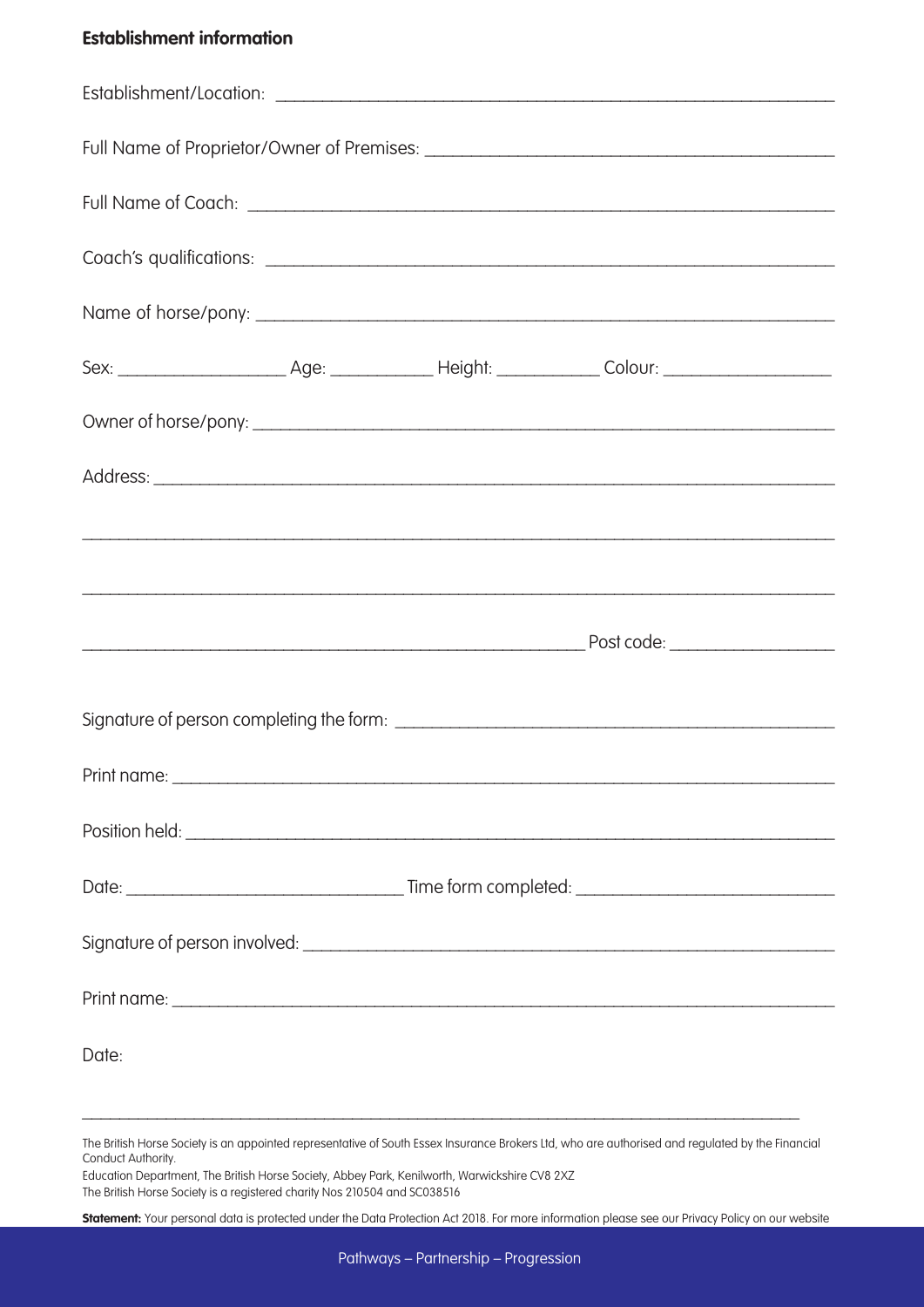**Establishment information**

Establishment/Location: ___________________________________________

Full Name of Proprietor/Owner of Premises: ___________________________________________

Full Name of Coach: ___________________________________________

Coach's qualifications: ___________________________________________

Name of horse/pony: ___________________________________________

Sex: _______________ Age: __________ Height: __________ Colour: _______________

Owner of horse/pony: ___________________________________________

Address: ___________________________________________

___________________________________________

___________________________________________

___________________________________________ Post code: _______________

Signature of person completing the form: ___________________________________________

Print name: ___________________________________________

Position held: ___________________________________________

Date: _________________________ Time form completed: _________________________

Signature of person involved: ___________________________________________

Print name: ___________________________________________

Date:

---

The British Horse Society is an appointed representative of South Essex Insurance Brokers Ltd, who are authorised and regulated by the Financial Conduct Authority.

Education Department, The British Horse Society, Abbey Park, Kenilworth, Warwickshire CV8 2XZ

The British Horse Society is a registered charity Nos 210504 and SC038516

**Statement:** Your personal data is protected under the Data Protection Act 2018. For more information please see our Privacy Policy on our website

Pathways – Partnership – Progression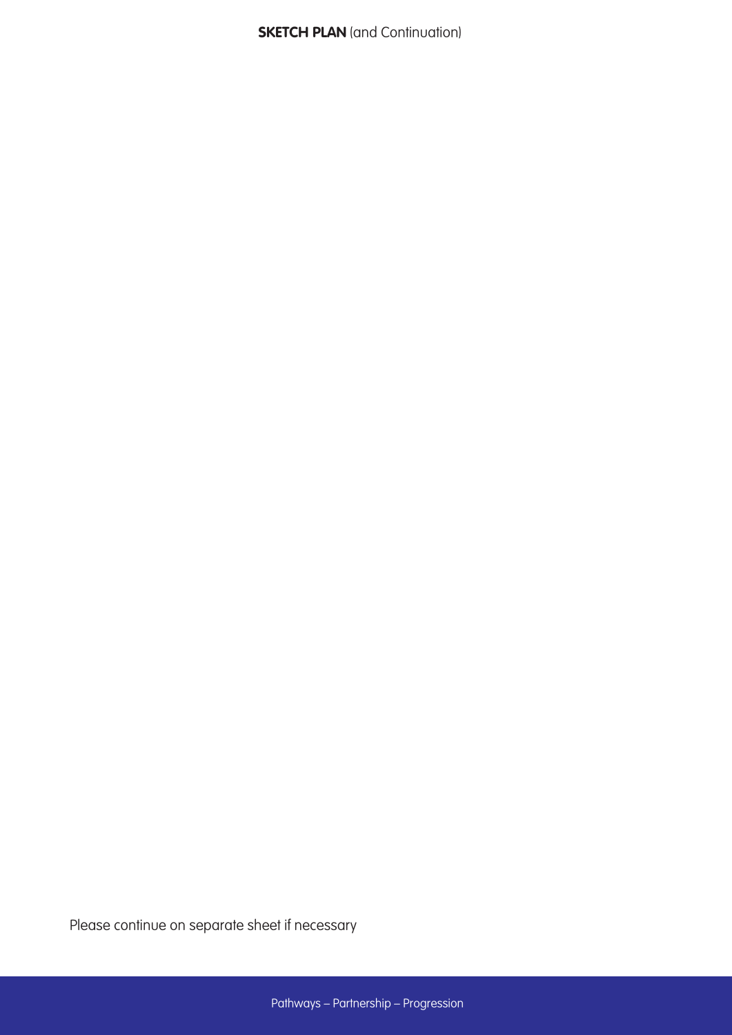**SKETCH PLAN** (and Continuation)

Please continue on separate sheet if necessary

Pathways – Partnership – Progression